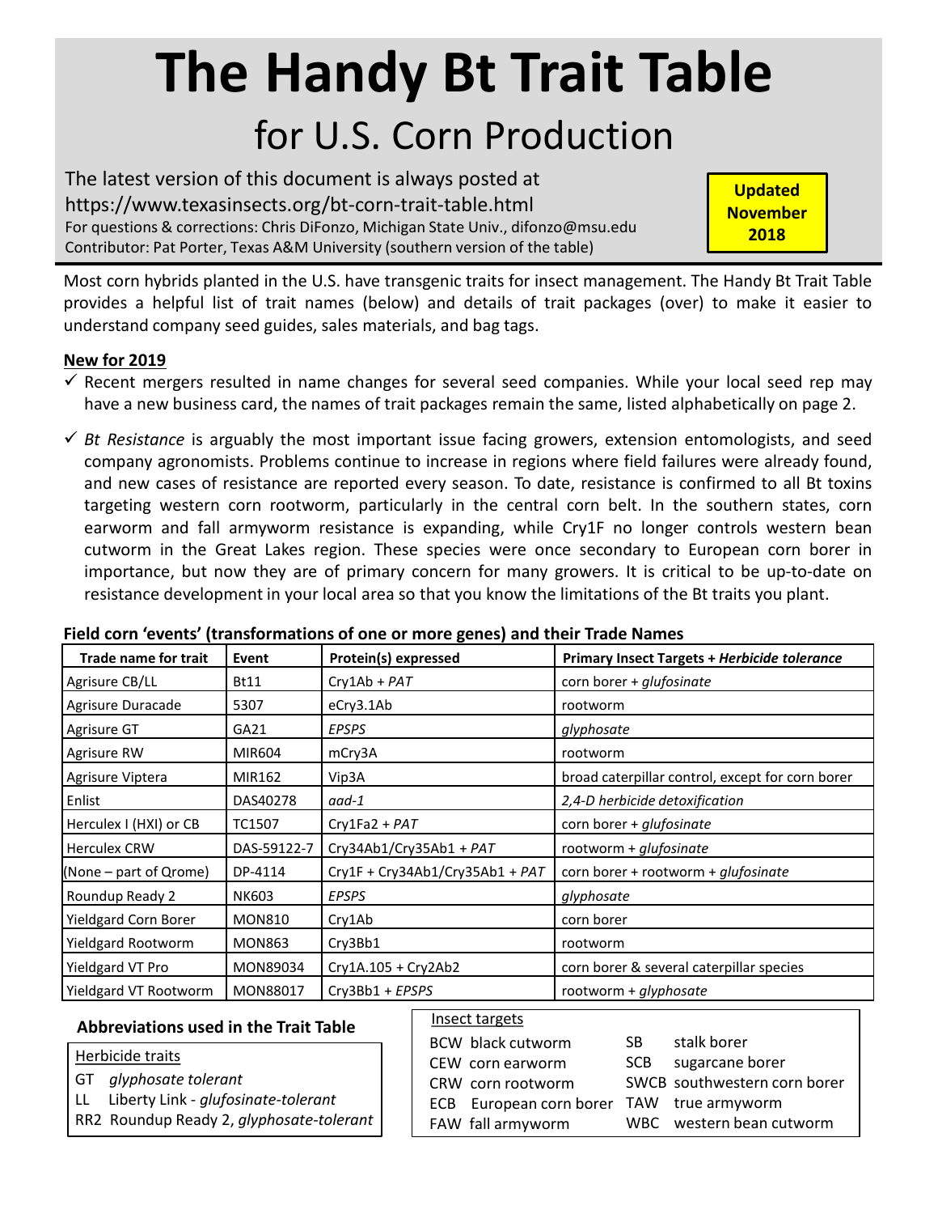# The Handy Bt Trait Table

## for U.S. Corn Production

The latest version of this document is always posted at
https://www.texasinsects.org/bt-corn-trait-table.html
For questions & corrections: Chris DiFonzo, Michigan State Univ., difonzo@msu.edu
Contributor: Pat Porter, Texas A&M University (southern version of the table)

**Updated November 2018**

Most corn hybrids planted in the U.S. have transgenic traits for insect management. The Handy Bt Trait Table provides a helpful list of trait names (below) and details of trait packages (over) to make it easier to understand company seed guides, sales materials, and bag tags.

**New for 2019**

- ✓ Recent mergers resulted in name changes for several seed companies. While your local seed rep may have a new business card, the names of trait packages remain the same, listed alphabetically on page 2.
- ✓ *Bt Resistance* is arguably the most important issue facing growers, extension entomologists, and seed company agronomists. Problems continue to increase in regions where field failures were already found, and new cases of resistance are reported every season. To date, resistance is confirmed to all Bt toxins targeting western corn rootworm, particularly in the central corn belt. In the southern states, corn earworm and fall armyworm resistance is expanding, while Cry1F no longer controls western bean cutworm in the Great Lakes region. These species were once secondary to European corn borer in importance, but now they are of primary concern for many growers. It is critical to be up-to-date on resistance development in your local area so that you know the limitations of the Bt traits you plant.

**Field corn 'events' (transformations of one or more genes) and their Trade Names**

| Trade name for trait | Event | Protein(s) expressed | Primary Insect Targets + *Herbicide tolerance* |
|---|---|---|---|
| Agrisure CB/LL | Bt11 | Cry1Ab + *PAT* | corn borer + *glufosinate* |
| Agrisure Duracade | 5307 | eCry3.1Ab | rootworm |
| Agrisure GT | GA21 | *EPSPS* | *glyphosate* |
| Agrisure RW | MIR604 | mCry3A | rootworm |
| Agrisure Viptera | MIR162 | Vip3A | broad caterpillar control, except for corn borer |
| Enlist | DAS40278 | *aad-1* | *2,4-D herbicide detoxification* |
| Herculex I (HXI) or CB | TC1507 | Cry1Fa2 + *PAT* | corn borer + *glufosinate* |
| Herculex CRW | DAS-59122-7 | Cry34Ab1/Cry35Ab1 + *PAT* | rootworm + *glufosinate* |
| (None – part of Qrome) | DP-4114 | Cry1F + Cry34Ab1/Cry35Ab1 + *PAT* | corn borer + rootworm + *glufosinate* |
| Roundup Ready 2 | NK603 | *EPSPS* | *glyphosate* |
| Yieldgard Corn Borer | MON810 | Cry1Ab | corn borer |
| Yieldgard Rootworm | MON863 | Cry3Bb1 | rootworm |
| Yieldgard VT Pro | MON89034 | Cry1A.105 + Cry2Ab2 | corn borer & several caterpillar species |
| Yieldgard VT Rootworm | MON88017 | Cry3Bb1 + *EPSPS* | rootworm + *glyphosate* |

**Abbreviations used in the Trait Table**

Herbicide traits

- GT *glyphosate tolerant*
- LL Liberty Link - *glufosinate-tolerant*
- RR2 Roundup Ready 2, *glyphosate-tolerant*

Insect targets

- BCW black cutworm
- CEW corn earworm
- CRW corn rootworm
- ECB European corn borer
- FAW fall armyworm
- SB stalk borer
- SCB sugarcane borer
- SWCB southwestern corn borer
- TAW true armyworm
- WBC western bean cutworm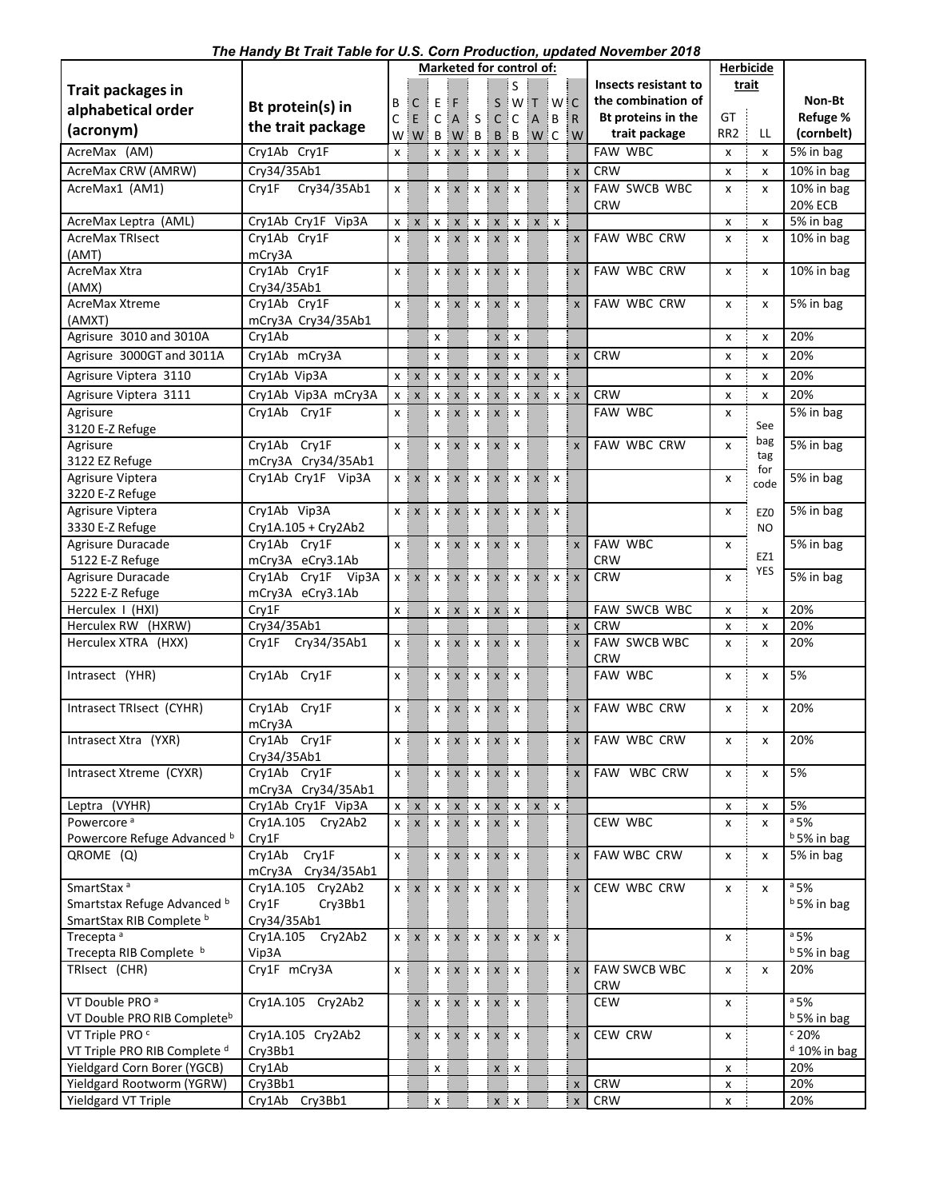## *The Handy Bt Trait Table for U.S. Corn Production, updated November 2018*

| Trait packages in alphabetical order (acronym) | Bt protein(s) in the trait package | Marketed for control of: | | | | | | | | | | Insects resistant to the combination of Bt proteins in the trait package | Herbicide trait | | Non-Bt Refuge % (cornbelt) |
|---|---|---|---|---|---|---|---|---|---|---|---|---|---|---|---|
| | | BCW | CEW | ECB | FAW | SB | SCB | SWCB | TAW | WBC | CRW | | GT RR2 | LL | |
| AcreMax (AM) | Cry1Ab Cry1F | x | | x | x | x | x | x | | | | FAW WBC | x | x | 5% in bag |
| AcreMax CRW (AMRW) | Cry34/35Ab1 | | | | | | | | | | x | CRW | x | x | 10% in bag |
| AcreMax1 (AM1) | Cry1F Cry34/35Ab1 | x | | x | x | x | x | x | | | x | FAW SWCB WBC CRW | x | x | 10% in bag 20% ECB |
| AcreMax Leptra (AML) | Cry1Ab Cry1F Vip3A | x | x | x | x | x | x | x | x | x | | | x | x | 5% in bag |
| AcreMax TRIsect (AMT) | Cry1Ab Cry1F mCry3A | x | | x | x | x | x | x | | | x | FAW WBC CRW | x | x | 10% in bag |
| AcreMax Xtra (AMX) | Cry1Ab Cry1F Cry34/35Ab1 | x | | x | x | x | x | x | | | x | FAW WBC CRW | x | x | 10% in bag |
| AcreMax Xtreme (AMXT) | Cry1Ab Cry1F mCry3A Cry34/35Ab1 | x | | x | x | x | x | x | | | x | FAW WBC CRW | x | x | 5% in bag |
| Agrisure 3010 and 3010A | Cry1Ab | | | x | | | x | x | | | | | x | x | 20% |
| Agrisure 3000GT and 3011A | Cry1Ab mCry3A | | | x | | | x | x | | | x | CRW | x | x | 20% |
| Agrisure Viptera 3110 | Cry1Ab Vip3A | x | x | x | x | x | x | x | x | x | | | x | x | 20% |
| Agrisure Viptera 3111 | Cry1Ab Vip3A mCry3A | x | x | x | x | x | x | x | x | x | x | CRW | x | x | 20% |
| Agrisure 3120 E-Z Refuge | Cry1Ab Cry1F | x | | x | x | x | x | x | | | | FAW WBC | x | See bag tag for code EZ0 NO EZ1 YES | 5% in bag |
| Agrisure 3122 EZ Refuge | Cry1Ab Cry1F mCry3A Cry34/35Ab1 | x | | x | x | x | x | x | | | x | FAW WBC CRW | x | | 5% in bag |
| Agrisure Viptera 3220 E-Z Refuge | Cry1Ab Cry1F Vip3A | x | x | x | x | x | x | x | x | x | | | x | | 5% in bag |
| Agrisure Viptera 3330 E-Z Refuge | Cry1Ab Vip3A Cry1A.105 + Cry2Ab2 | x | x | x | x | x | x | x | x | x | | | x | | 5% in bag |
| Agrisure Duracade 5122 E-Z Refuge | Cry1Ab Cry1F mCry3A eCry3.1Ab | x | | x | x | x | x | x | | | x | FAW WBC CRW | x | | 5% in bag |
| Agrisure Duracade 5222 E-Z Refuge | Cry1Ab Cry1F Vip3A mCry3A eCry3.1Ab | x | x | x | x | x | x | x | x | x | x | CRW | x | | 5% in bag |
| Herculex I (HXI) | Cry1F | x | | x | x | x | x | x | | | | FAW SWCB WBC | x | x | 20% |
| Herculex RW (HXRW) | Cry34/35Ab1 | | | | | | | | | | x | CRW | x | x | 20% |
| Herculex XTRA (HXX) | Cry1F Cry34/35Ab1 | x | | x | x | x | x | x | | | x | FAW SWCB WBC CRW | x | x | 20% |
| Intrasect (YHR) | Cry1Ab Cry1F | x | | x | x | x | x | x | | | | FAW WBC | x | x | 5% |
| Intrasect TRIsect (CYHR) | Cry1Ab Cry1F mCry3A | x | | x | x | x | x | x | | | x | FAW WBC CRW | x | x | 20% |
| Intrasect Xtra (YXR) | Cry1Ab Cry1F Cry34/35Ab1 | x | | x | x | x | x | x | | | x | FAW WBC CRW | x | x | 20% |
| Intrasect Xtreme (CYXR) | Cry1Ab Cry1F mCry3A Cry34/35Ab1 | x | | x | x | x | x | x | | | x | FAW WBC CRW | x | x | 5% |
| Leptra (VYHR) | Cry1Ab Cry1F Vip3A | x | x | x | x | x | x | x | x | x | | | x | x | 5% |
| Powercore [a] Powercore Refuge Advanced [b] | Cry1A.105 Cry2Ab2 Cry1F | x | x | x | x | x | x | x | | | | CEW WBC | x | x | [a] 5% [b] 5% in bag |
| QROME (Q) | Cry1Ab Cry1F mCry3A Cry34/35Ab1 | x | | x | x | x | x | x | | | x | FAW WBC CRW | x | x | 5% in bag |
| SmartStax [a] Smartstax Refuge Advanced [b] SmartStax RIB Complete [b] | Cry1A.105 Cry2Ab2 Cry1F Cry3Bb1 Cry34/35Ab1 | x | x | x | x | x | x | x | | | x | CEW WBC CRW | x | x | [a] 5% [b] 5% in bag |
| Trecepta [a] Trecepta RIB Complete [b] | Cry1A.105 Cry2Ab2 Vip3A | x | x | x | x | x | x | x | x | x | | | x | | [a] 5% [b] 5% in bag |
| TRIsect (CHR) | Cry1F mCry3A | x | | x | x | x | x | x | | | x | FAW SWCB WBC CRW | x | x | 20% |
| VT Double PRO [a] VT Double PRO RIB Complete[b] | Cry1A.105 Cry2Ab2 | | x | x | x | x | x | x | | | | CEW | x | | [a] 5% [b] 5% in bag |
| VT Triple PRO [c] VT Triple PRO RIB Complete [d] | Cry1A.105 Cry2Ab2 Cry3Bb1 | | x | x | x | x | x | x | | | x | CEW CRW | x | | [c] 20% [d] 10% in bag |
| Yieldgard Corn Borer (YGCB) | Cry1Ab | | | x | | | x | x | | | | | x | | 20% |
| Yieldgard Rootworm (YGRW) | Cry3Bb1 | | | | | | | | | | x | CRW | x | | 20% |
| Yieldgard VT Triple | Cry1Ab Cry3Bb1 | | | x | | | x | x | | | x | CRW | x | | 20% |